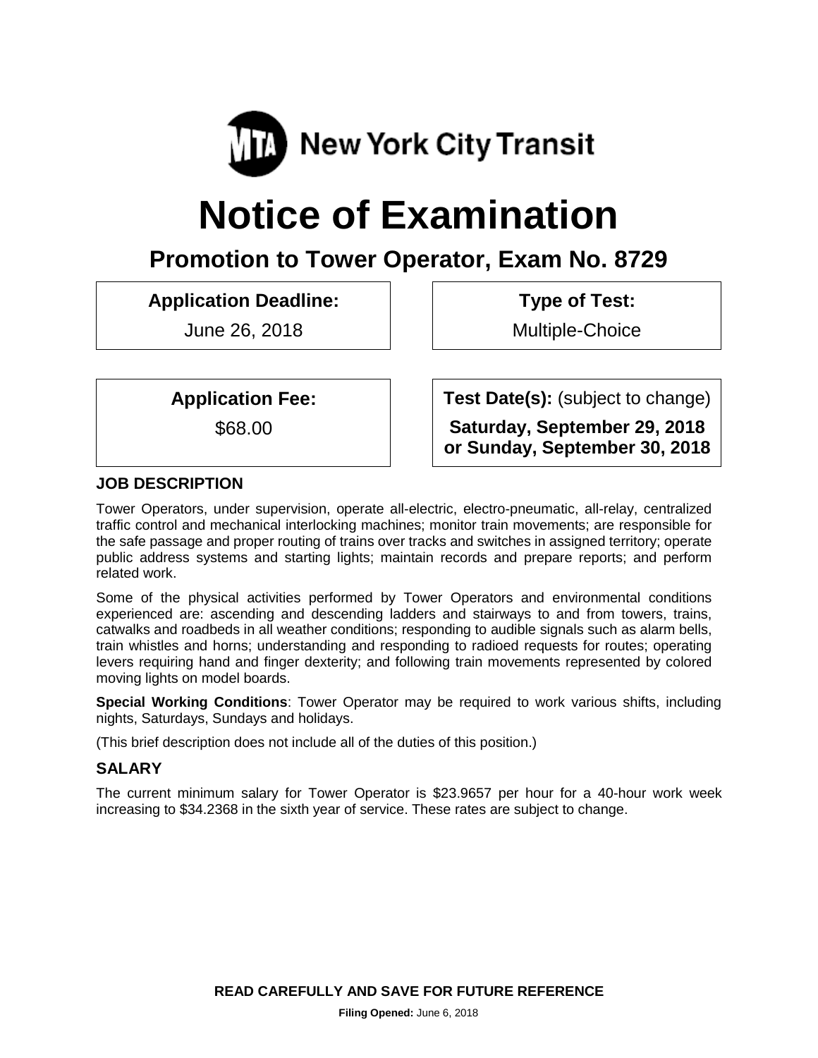New York City Transit

# Notice of Examination

## Promotion to Tower Operator, Exam No. 8729

**Application Deadline:**

June 26, 2018

**Type of Test:**

Multiple-Choice

**Application Fee:**

$68.00

**Test Date(s):** (subject to change)

**Saturday, September 29, 2018 or Sunday, September 30, 2018**

### JOB DESCRIPTION

Tower Operators, under supervision, operate all-electric, electro-pneumatic, all-relay, centralized traffic control and mechanical interlocking machines; monitor train movements; are responsible for the safe passage and proper routing of trains over tracks and switches in assigned territory; operate public address systems and starting lights; maintain records and prepare reports; and perform related work.

Some of the physical activities performed by Tower Operators and environmental conditions experienced are: ascending and descending ladders and stairways to and from towers, trains, catwalks and roadbeds in all weather conditions; responding to audible signals such as alarm bells, train whistles and horns; understanding and responding to radioed requests for routes; operating levers requiring hand and finger dexterity; and following train movements represented by colored moving lights on model boards.

**Special Working Conditions**: Tower Operator may be required to work various shifts, including nights, Saturdays, Sundays and holidays.

(This brief description does not include all of the duties of this position.)

### SALARY

The current minimum salary for Tower Operator is $23.9657 per hour for a 40-hour work week increasing to $34.2368 in the sixth year of service. These rates are subject to change.

**READ CAREFULLY AND SAVE FOR FUTURE REFERENCE**

**Filing Opened:** June 6, 2018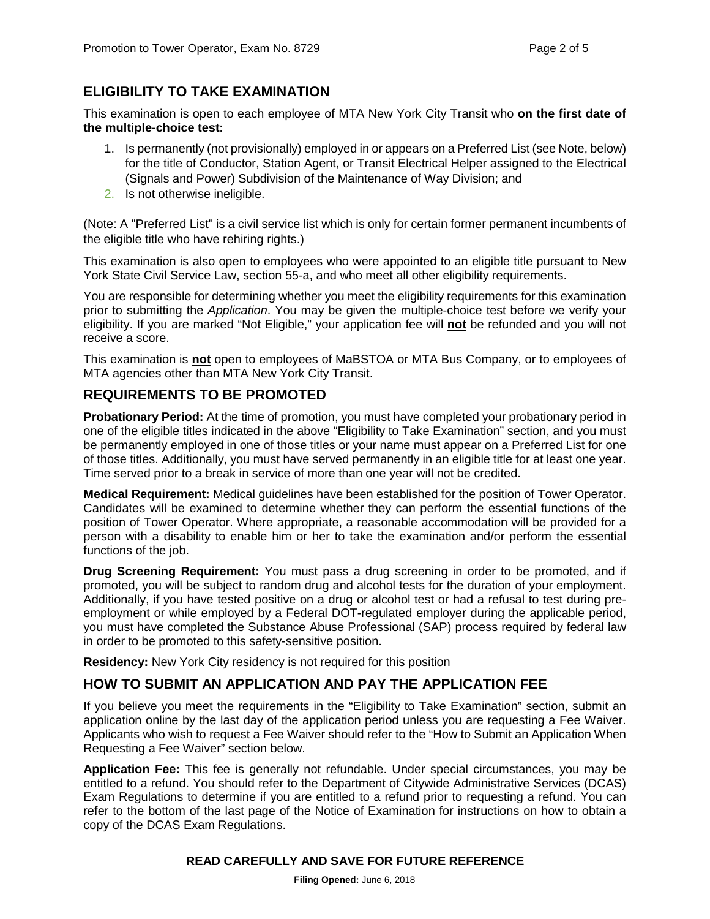## ELIGIBILITY TO TAKE EXAMINATION

This examination is open to each employee of MTA New York City Transit who **on the first date of the multiple-choice test:**

1. Is permanently (not provisionally) employed in or appears on a Preferred List (see Note, below) for the title of Conductor, Station Agent, or Transit Electrical Helper assigned to the Electrical (Signals and Power) Subdivision of the Maintenance of Way Division; and
2. Is not otherwise ineligible.

(Note: A "Preferred List" is a civil service list which is only for certain former permanent incumbents of the eligible title who have rehiring rights.)

This examination is also open to employees who were appointed to an eligible title pursuant to New York State Civil Service Law, section 55-a, and who meet all other eligibility requirements.

You are responsible for determining whether you meet the eligibility requirements for this examination prior to submitting the *Application*. You may be given the multiple-choice test before we verify your eligibility. If you are marked "Not Eligible," your application fee will **not** be refunded and you will not receive a score.

This examination is **not** open to employees of MaBSTOA or MTA Bus Company, or to employees of MTA agencies other than MTA New York City Transit.

## REQUIREMENTS TO BE PROMOTED

**Probationary Period:** At the time of promotion, you must have completed your probationary period in one of the eligible titles indicated in the above "Eligibility to Take Examination" section, and you must be permanently employed in one of those titles or your name must appear on a Preferred List for one of those titles. Additionally, you must have served permanently in an eligible title for at least one year. Time served prior to a break in service of more than one year will not be credited.

**Medical Requirement:** Medical guidelines have been established for the position of Tower Operator. Candidates will be examined to determine whether they can perform the essential functions of the position of Tower Operator. Where appropriate, a reasonable accommodation will be provided for a person with a disability to enable him or her to take the examination and/or perform the essential functions of the job.

**Drug Screening Requirement:** You must pass a drug screening in order to be promoted, and if promoted, you will be subject to random drug and alcohol tests for the duration of your employment. Additionally, if you have tested positive on a drug or alcohol test or had a refusal to test during pre-employment or while employed by a Federal DOT-regulated employer during the applicable period, you must have completed the Substance Abuse Professional (SAP) process required by federal law in order to be promoted to this safety-sensitive position.

**Residency:** New York City residency is not required for this position

## HOW TO SUBMIT AN APPLICATION AND PAY THE APPLICATION FEE

If you believe you meet the requirements in the "Eligibility to Take Examination" section, submit an application online by the last day of the application period unless you are requesting a Fee Waiver. Applicants who wish to request a Fee Waiver should refer to the "How to Submit an Application When Requesting a Fee Waiver" section below.

**Application Fee:** This fee is generally not refundable. Under special circumstances, you may be entitled to a refund. You should refer to the Department of Citywide Administrative Services (DCAS) Exam Regulations to determine if you are entitled to a refund prior to requesting a refund. You can refer to the bottom of the last page of the Notice of Examination for instructions on how to obtain a copy of the DCAS Exam Regulations.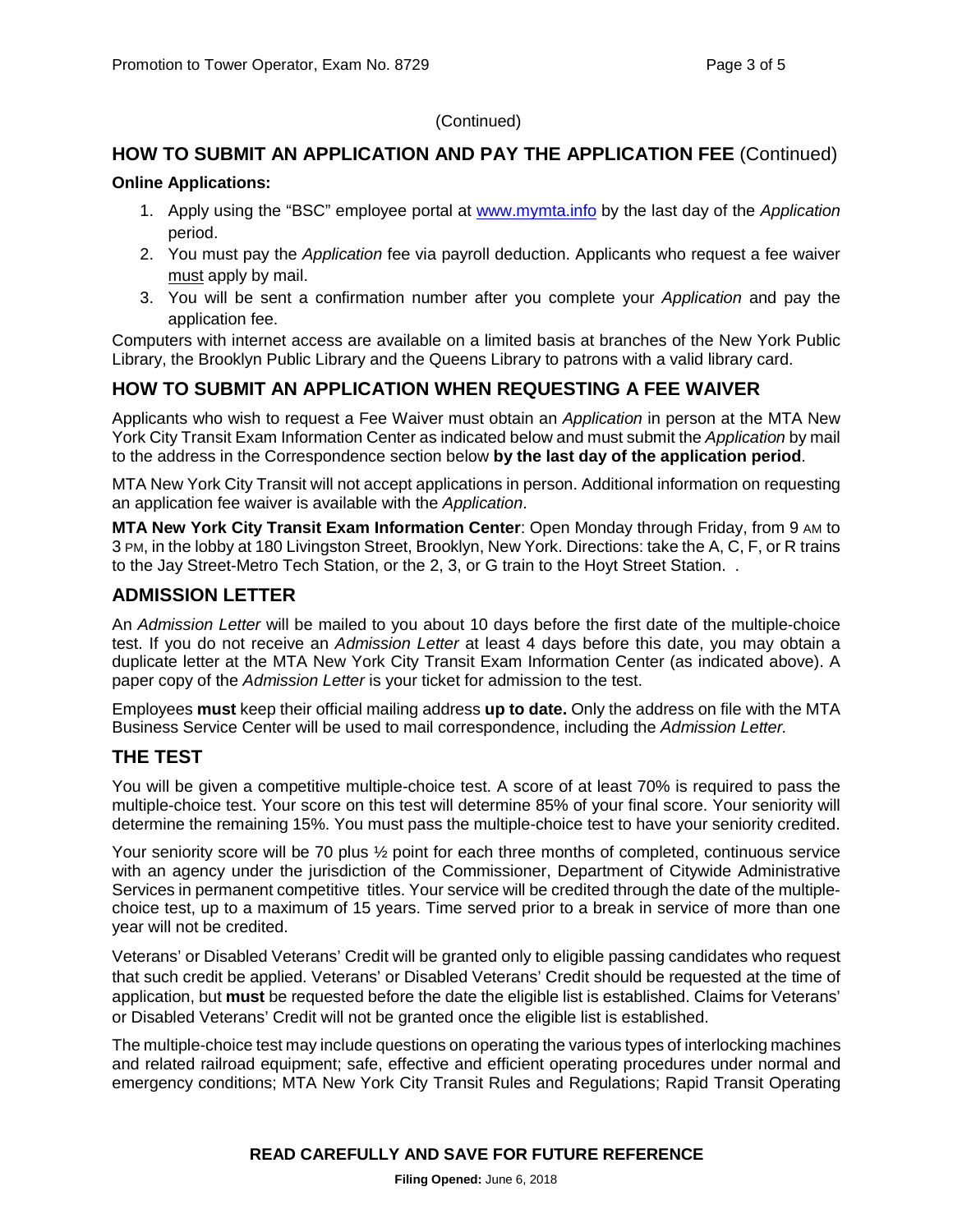(Continued)

## HOW TO SUBMIT AN APPLICATION AND PAY THE APPLICATION FEE (Continued)

**Online Applications:**

1. Apply using the "BSC" employee portal at www.mymta.info by the last day of the *Application* period.
2. You must pay the *Application* fee via payroll deduction. Applicants who request a fee waiver must apply by mail.
3. You will be sent a confirmation number after you complete your *Application* and pay the application fee.

Computers with internet access are available on a limited basis at branches of the New York Public Library, the Brooklyn Public Library and the Queens Library to patrons with a valid library card.

## HOW TO SUBMIT AN APPLICATION WHEN REQUESTING A FEE WAIVER

Applicants who wish to request a Fee Waiver must obtain an *Application* in person at the MTA New York City Transit Exam Information Center as indicated below and must submit the *Application* by mail to the address in the Correspondence section below **by the last day of the application period**.

MTA New York City Transit will not accept applications in person. Additional information on requesting an application fee waiver is available with the *Application*.

**MTA New York City Transit Exam Information Center**: Open Monday through Friday, from 9 AM to 3 PM, in the lobby at 180 Livingston Street, Brooklyn, New York. Directions: take the A, C, F, or R trains to the Jay Street-Metro Tech Station, or the 2, 3, or G train to the Hoyt Street Station. .

## ADMISSION LETTER

An *Admission Letter* will be mailed to you about 10 days before the first date of the multiple-choice test. If you do not receive an *Admission Letter* at least 4 days before this date, you may obtain a duplicate letter at the MTA New York City Transit Exam Information Center (as indicated above). A paper copy of the *Admission Letter* is your ticket for admission to the test.

Employees **must** keep their official mailing address **up to date.** Only the address on file with the MTA Business Service Center will be used to mail correspondence, including the *Admission Letter.*

## THE TEST

You will be given a competitive multiple-choice test. A score of at least 70% is required to pass the multiple-choice test. Your score on this test will determine 85% of your final score. Your seniority will determine the remaining 15%. You must pass the multiple-choice test to have your seniority credited.

Your seniority score will be 70 plus ½ point for each three months of completed, continuous service with an agency under the jurisdiction of the Commissioner, Department of Citywide Administrative Services in permanent competitive titles. Your service will be credited through the date of the multiple-choice test, up to a maximum of 15 years. Time served prior to a break in service of more than one year will not be credited.

Veterans' or Disabled Veterans' Credit will be granted only to eligible passing candidates who request that such credit be applied. Veterans' or Disabled Veterans' Credit should be requested at the time of application, but **must** be requested before the date the eligible list is established. Claims for Veterans' or Disabled Veterans' Credit will not be granted once the eligible list is established.

The multiple-choice test may include questions on operating the various types of interlocking machines and related railroad equipment; safe, effective and efficient operating procedures under normal and emergency conditions; MTA New York City Transit Rules and Regulations; Rapid Transit Operating

**READ CAREFULLY AND SAVE FOR FUTURE REFERENCE**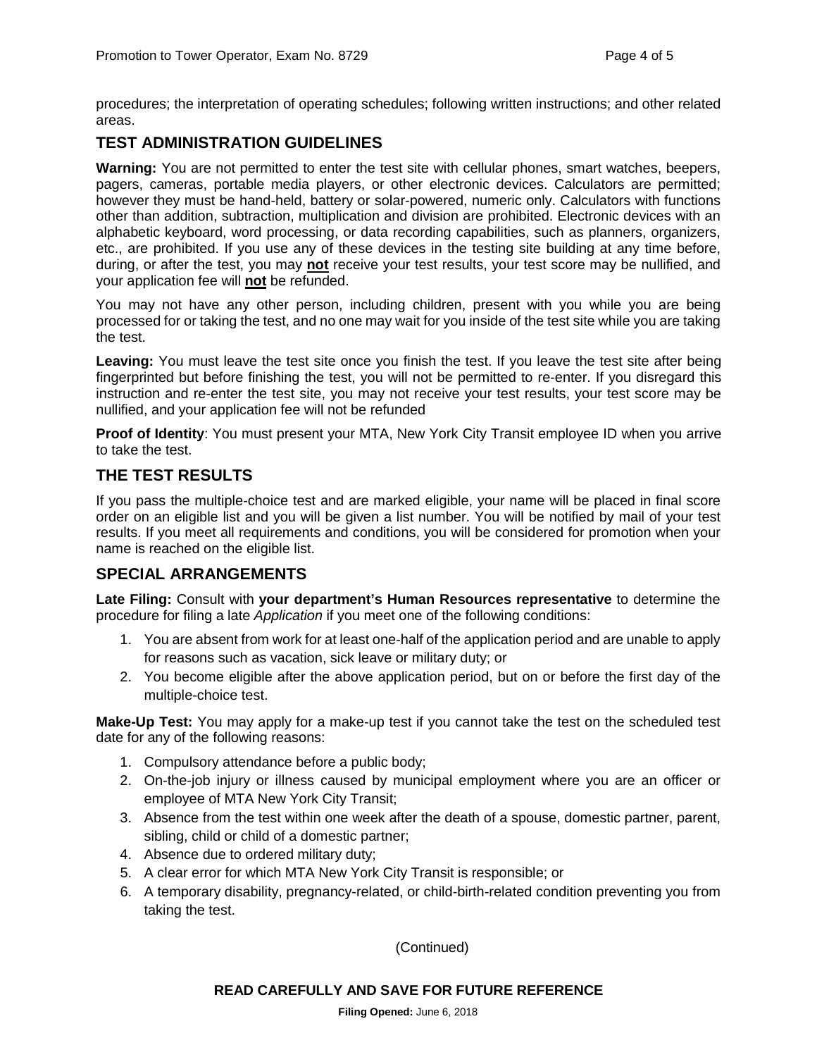procedures; the interpretation of operating schedules; following written instructions; and other related areas.

## TEST ADMINISTRATION GUIDELINES

**Warning:** You are not permitted to enter the test site with cellular phones, smart watches, beepers, pagers, cameras, portable media players, or other electronic devices. Calculators are permitted; however they must be hand-held, battery or solar-powered, numeric only. Calculators with functions other than addition, subtraction, multiplication and division are prohibited. Electronic devices with an alphabetic keyboard, word processing, or data recording capabilities, such as planners, organizers, etc., are prohibited. If you use any of these devices in the testing site building at any time before, during, or after the test, you may **not** receive your test results, your test score may be nullified, and your application fee will **not** be refunded.

You may not have any other person, including children, present with you while you are being processed for or taking the test, and no one may wait for you inside of the test site while you are taking the test.

**Leaving:** You must leave the test site once you finish the test. If you leave the test site after being fingerprinted but before finishing the test, you will not be permitted to re-enter. If you disregard this instruction and re-enter the test site, you may not receive your test results, your test score may be nullified, and your application fee will not be refunded

**Proof of Identity**: You must present your MTA, New York City Transit employee ID when you arrive to take the test.

## THE TEST RESULTS

If you pass the multiple-choice test and are marked eligible, your name will be placed in final score order on an eligible list and you will be given a list number. You will be notified by mail of your test results. If you meet all requirements and conditions, you will be considered for promotion when your name is reached on the eligible list.

## SPECIAL ARRANGEMENTS

**Late Filing:** Consult with **your department's Human Resources representative** to determine the procedure for filing a late *Application* if you meet one of the following conditions:

1. You are absent from work for at least one-half of the application period and are unable to apply for reasons such as vacation, sick leave or military duty; or
2. You become eligible after the above application period, but on or before the first day of the multiple-choice test.

**Make-Up Test:** You may apply for a make-up test if you cannot take the test on the scheduled test date for any of the following reasons:

1. Compulsory attendance before a public body;
2. On-the-job injury or illness caused by municipal employment where you are an officer or employee of MTA New York City Transit;
3. Absence from the test within one week after the death of a spouse, domestic partner, parent, sibling, child or child of a domestic partner;
4. Absence due to ordered military duty;
5. A clear error for which MTA New York City Transit is responsible; or
6. A temporary disability, pregnancy-related, or child-birth-related condition preventing you from taking the test.

(Continued)

**READ CAREFULLY AND SAVE FOR FUTURE REFERENCE**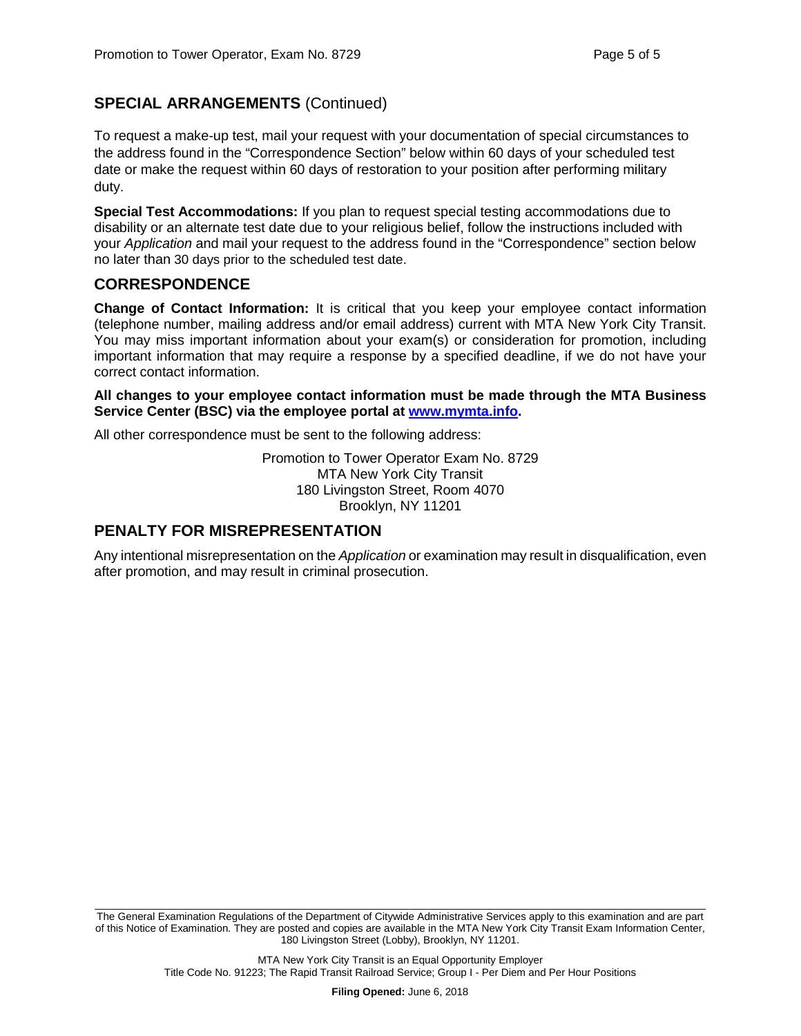## SPECIAL ARRANGEMENTS (Continued)

To request a make-up test, mail your request with your documentation of special circumstances to the address found in the "Correspondence Section" below within 60 days of your scheduled test date or make the request within 60 days of restoration to your position after performing military duty.

**Special Test Accommodations:** If you plan to request special testing accommodations due to disability or an alternate test date due to your religious belief, follow the instructions included with your *Application* and mail your request to the address found in the "Correspondence" section below no later than 30 days prior to the scheduled test date.

## CORRESPONDENCE

**Change of Contact Information:** It is critical that you keep your employee contact information (telephone number, mailing address and/or email address) current with MTA New York City Transit. You may miss important information about your exam(s) or consideration for promotion, including important information that may require a response by a specified deadline, if we do not have your correct contact information.

**All changes to your employee contact information must be made through the MTA Business Service Center (BSC) via the employee portal at [www.mymta.info](http://www.mymta.info).**

All other correspondence must be sent to the following address:

Promotion to Tower Operator Exam No. 8729
MTA New York City Transit
180 Livingston Street, Room 4070
Brooklyn, NY 11201

## PENALTY FOR MISREPRESENTATION

Any intentional misrepresentation on the *Application* or examination may result in disqualification, even after promotion, and may result in criminal prosecution.

---

The General Examination Regulations of the Department of Citywide Administrative Services apply to this examination and are part of this Notice of Examination. They are posted and copies are available in the MTA New York City Transit Exam Information Center, 180 Livingston Street (Lobby), Brooklyn, NY 11201.

MTA New York City Transit is an Equal Opportunity Employer
Title Code No. 91223; The Rapid Transit Railroad Service; Group I - Per Diem and Per Hour Positions

**Filing Opened:** June 6, 2018